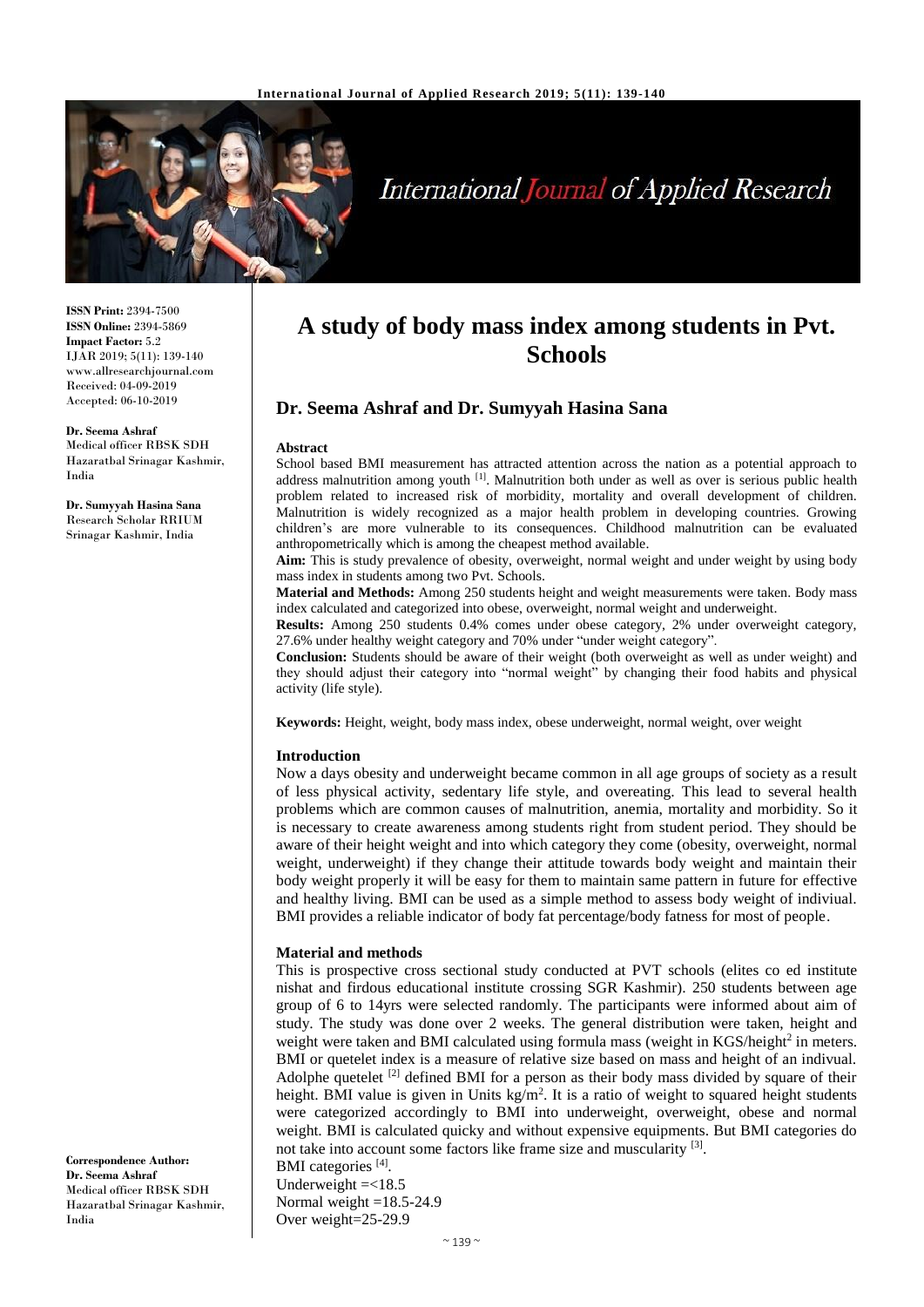# A study of body mass index among students in Pvt. Schools

## Dr. Seema Ashraf and Dr. Sumyyah Hasina Sana

**ISSN Print:** 2394-7500
**ISSN Online:** 2394-5869
**Impact Factor:** 5.2
IJAR 2019; 5(11): 139-140
www.allresearchjournal.com
Received: 04-09-2019
Accepted: 06-10-2019

**Dr. Seema Ashraf**
Medical officer RBSK SDH Hazaratbal Srinagar Kashmir, India

**Dr. Sumyyah Hasina Sana**
Research Scholar RRIUM Srinagar Kashmir, India

**Correspondence Author:**
**Dr. Seema Ashraf**
Medical officer RBSK SDH Hazaratbal Srinagar Kashmir, India

**Abstract**

School based BMI measurement has attracted attention across the nation as a potential approach to address malnutrition among youth [1]. Malnutrition both under as well as over is serious public health problem related to increased risk of morbidity, mortality and overall development of children. Malnutrition is widely recognized as a major health problem in developing countries. Growing children's are more vulnerable to its consequences. Childhood malnutrition can be evaluated anthropometrically which is among the cheapest method available.

**Aim:** This is study prevalence of obesity, overweight, normal weight and under weight by using body mass index in students among two Pvt. Schools.

**Material and Methods:** Among 250 students height and weight measurements were taken. Body mass index calculated and categorized into obese, overweight, normal weight and underweight.

**Results:** Among 250 students 0.4% comes under obese category, 2% under overweight category, 27.6% under healthy weight category and 70% under "under weight category".

**Conclusion:** Students should be aware of their weight (both overweight as well as under weight) and they should adjust their category into "normal weight" by changing their food habits and physical activity (life style).

**Keywords:** Height, weight, body mass index, obese underweight, normal weight, over weight

### Introduction

Now a days obesity and underweight became common in all age groups of society as a result of less physical activity, sedentary life style, and overeating. This lead to several health problems which are common causes of malnutrition, anemia, mortality and morbidity. So it is necessary to create awareness among students right from student period. They should be aware of their height weight and into which category they come (obesity, overweight, normal weight, underweight) if they change their attitude towards body weight and maintain their body weight properly it will be easy for them to maintain same pattern in future for effective and healthy living. BMI can be used as a simple method to assess body weight of indiviual. BMI provides a reliable indicator of body fat percentage/body fatness for most of people.

### Material and methods

This is prospective cross sectional study conducted at PVT schools (elites co ed institute nishat and firdous educational institute crossing SGR Kashmir). 250 students between age group of 6 to 14yrs were selected randomly. The participants were informed about aim of study. The study was done over 2 weeks. The general distribution were taken, height and weight were taken and BMI calculated using formula mass (weight in KGS/height$^2$ in meters. BMI or quetelet index is a measure of relative size based on mass and height of an indivual. Adolphe quetelet [2] defined BMI for a person as their body mass divided by square of their height. BMI value is given in Units kg/m$^2$. It is a ratio of weight to squared height students were categorized accordingly to BMI into underweight, overweight, obese and normal weight. BMI is calculated quicky and without expensive equipments. But BMI categories do not take into account some factors like frame size and muscularity [3].

BMI categories [4].
Underweight =<18.5
Normal weight =18.5-24.9
Over weight=25-29.9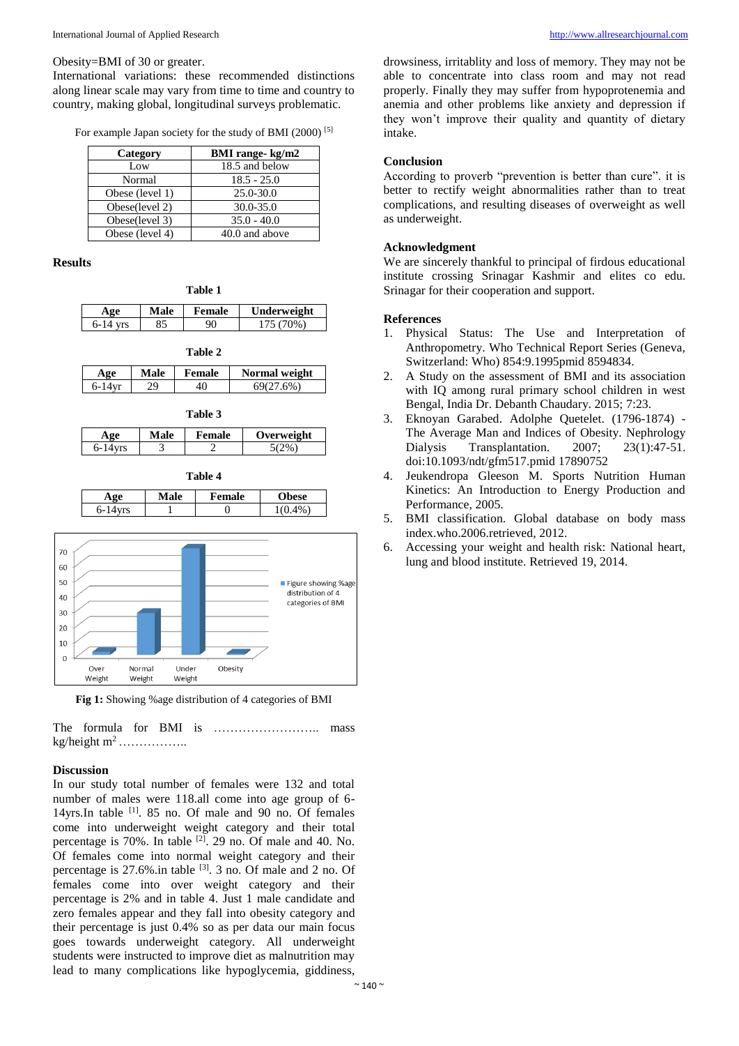Obesity=BMI of 30 or greater.

International variations: these recommended distinctions along linear scale may vary from time to time and country to country, making global, longitudinal surveys problematic.

For example Japan society for the study of BMI (2000) [5]

| Category | BMI range- kg/m2 |
|---|---|
| Low | 18.5 and below |
| Normal | 18.5 - 25.0 |
| Obese (level 1) | 25.0-30.0 |
| Obese(level 2) | 30.0-35.0 |
| Obese(level 3) | 35.0 - 40.0 |
| Obese (level 4) | 40.0 and above |

**Results**

**Table 1**

| Age | Male | Female | Underweight |
|---|---|---|---|
| 6-14 yrs | 85 | 90 | 175 (70%) |

**Table 2**

| Age | Male | Female | Normal weight |
|---|---|---|---|
| 6-14yr | 29 | 40 | 69(27.6%) |

**Table 3**

| Age | Male | Female | Overweight |
|---|---|---|---|
| 6-14yrs | 3 | 2 | 5(2%) |

**Table 4**

| Age | Male | Female | Obese |
|---|---|---|---|
| 6-14yrs | 1 | 0 | 1(0.4%) |

70
60
50
40
30
20
10
0

Over Weight
Normal Weight
Under Weight
Obesity

Figure showing %age distribution of 4 categories of BMI

**Fig 1:** Showing %age distribution of 4 categories of BMI

The formula for BMI is …………………….. mass kg/height $m^2$ ……………..

**Discussion**

In our study total number of females were 132 and total number of males were 118.all come into age group of 6-14yrs.In table [1]. 85 no. Of male and 90 no. Of females come into underweight weight category and their total percentage is 70%. In table [2]. 29 no. Of male and 40. No. Of females come into normal weight category and their percentage is 27.6%.in table [3]. 3 no. Of male and 2 no. Of females come into over weight category and their percentage is 2% and in table 4. Just 1 male candidate and zero females appear and they fall into obesity category and their percentage is just 0.4% so as per data our main focus goes towards underweight category. All underweight students were instructed to improve diet as malnutrition may lead to many complications like hypoglycemia, giddiness, drowsiness, irritablity and loss of memory. They may not be able to concentrate into class room and may not read properly. Finally they may suffer from hypoprotenemia and anemia and other problems like anxiety and depression if they won't improve their quality and quantity of dietary intake.

**Conclusion**

According to proverb "prevention is better than cure". it is better to rectify weight abnormalities rather than to treat complications, and resulting diseases of overweight as well as underweight.

**Acknowledgment**

We are sincerely thankful to principal of firdous educational institute crossing Srinagar Kashmir and elites co edu. Srinagar for their cooperation and support.

**References**

1. Physical Status: The Use and Interpretation of Anthropometry. Who Technical Report Series (Geneva, Switzerland: Who) 854:9.1995pmid 8594834.
2. A Study on the assessment of BMI and its association with IQ among rural primary school children in west Bengal, India Dr. Debanth Chaudary. 2015; 7:23.
3. Eknoyan Garabed. Adolphe Quetelet. (1796-1874) - The Average Man and Indices of Obesity. Nephrology Dialysis Transplantation. 2007; 23(1):47-51. doi:10.1093/ndt/gfm517.pmid 17890752
4. Jeukendropa Gleeson M. Sports Nutrition Human Kinetics: An Introduction to Energy Production and Performance, 2005.
5. BMI classification. Global database on body mass index.who.2006.retrieved, 2012.
6. Accessing your weight and health risk: National heart, lung and blood institute. Retrieved 19, 2014.